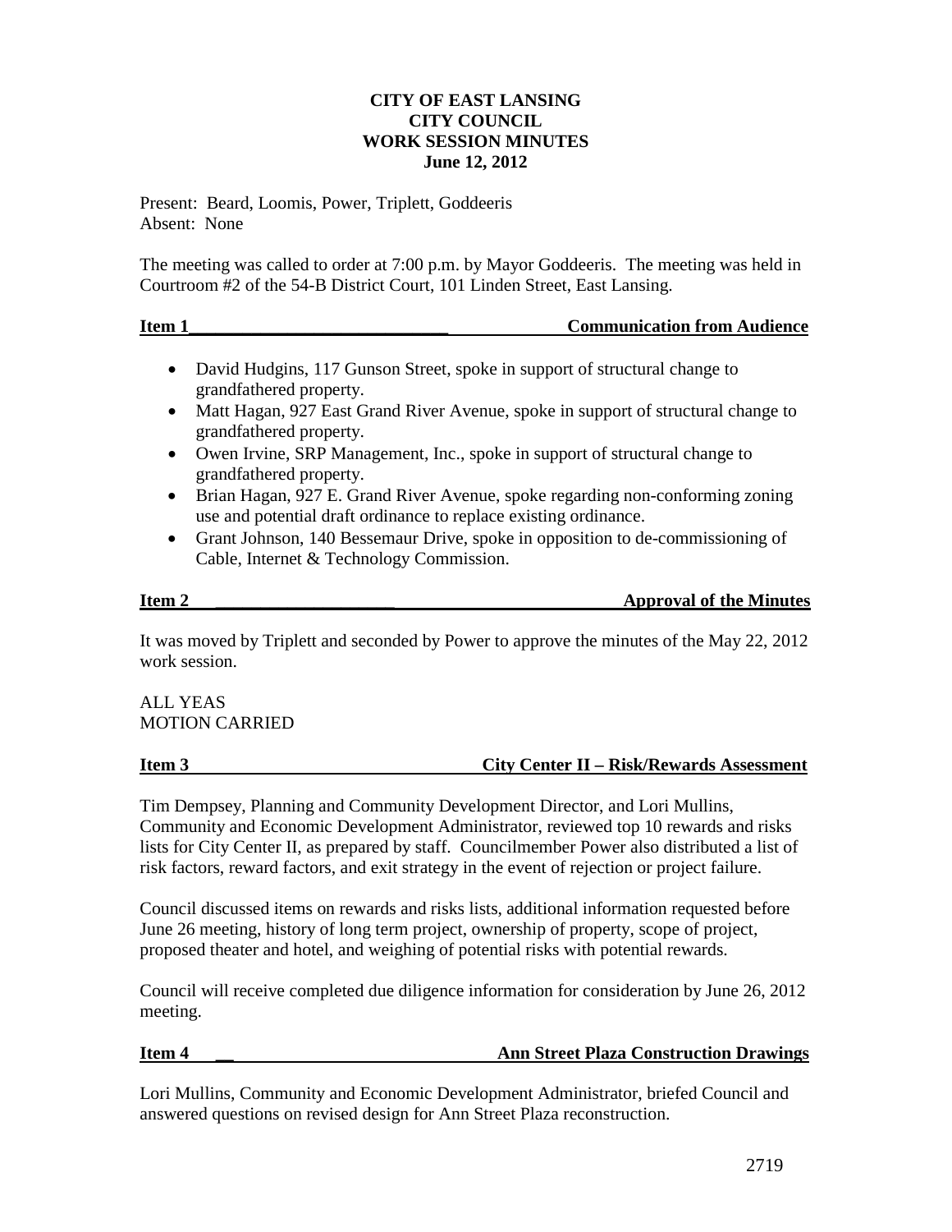**CITY OF EAST LANSING**
**CITY COUNCIL**
**WORK SESSION MINUTES**
**June 12, 2012**

Present: Beard, Loomis, Power, Triplett, Goddeeris
Absent: None

The meeting was called to order at 7:00 p.m. by Mayor Goddeeris. The meeting was held in Courtroom #2 of the 54-B District Court, 101 Linden Street, East Lansing.

**Item 1 — Communication from Audience**

- David Hudgins, 117 Gunson Street, spoke in support of structural change to grandfathered property.
- Matt Hagan, 927 East Grand River Avenue, spoke in support of structural change to grandfathered property.
- Owen Irvine, SRP Management, Inc., spoke in support of structural change to grandfathered property.
- Brian Hagan, 927 E. Grand River Avenue, spoke regarding non-conforming zoning use and potential draft ordinance to replace existing ordinance.
- Grant Johnson, 140 Bessemaur Drive, spoke in opposition to de-commissioning of Cable, Internet & Technology Commission.

**Item 2 — Approval of the Minutes**

It was moved by Triplett and seconded by Power to approve the minutes of the May 22, 2012 work session.

ALL YEAS
MOTION CARRIED

**Item 3 — City Center II – Risk/Rewards Assessment**

Tim Dempsey, Planning and Community Development Director, and Lori Mullins, Community and Economic Development Administrator, reviewed top 10 rewards and risks lists for City Center II, as prepared by staff. Councilmember Power also distributed a list of risk factors, reward factors, and exit strategy in the event of rejection or project failure.

Council discussed items on rewards and risks lists, additional information requested before June 26 meeting, history of long term project, ownership of property, scope of project, proposed theater and hotel, and weighing of potential risks with potential rewards.

Council will receive completed due diligence information for consideration by June 26, 2012 meeting.

**Item 4 — Ann Street Plaza Construction Drawings**

Lori Mullins, Community and Economic Development Administrator, briefed Council and answered questions on revised design for Ann Street Plaza reconstruction.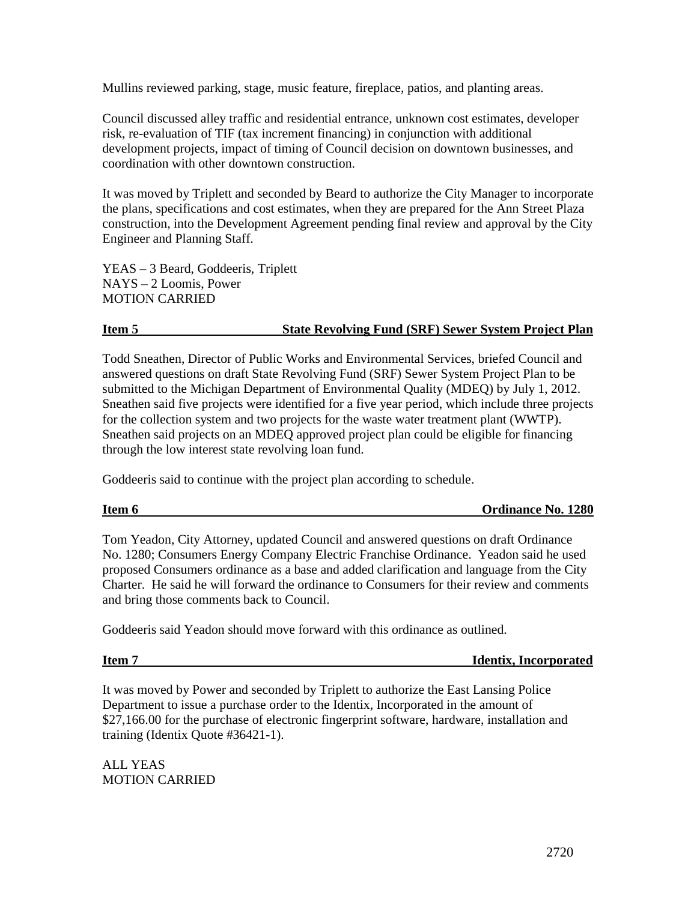Mullins reviewed parking, stage, music feature, fireplace, patios, and planting areas.

Council discussed alley traffic and residential entrance, unknown cost estimates, developer risk, re-evaluation of TIF (tax increment financing) in conjunction with additional development projects, impact of timing of Council decision on downtown businesses, and coordination with other downtown construction.

It was moved by Triplett and seconded by Beard to authorize the City Manager to incorporate the plans, specifications and cost estimates, when they are prepared for the Ann Street Plaza construction, into the Development Agreement pending final review and approval by the City Engineer and Planning Staff.

YEAS – 3 Beard, Goddeeris, Triplett
NAYS – 2 Loomis, Power
MOTION CARRIED

**Item 5 State Revolving Fund (SRF) Sewer System Project Plan**

Todd Sneathen, Director of Public Works and Environmental Services, briefed Council and answered questions on draft State Revolving Fund (SRF) Sewer System Project Plan to be submitted to the Michigan Department of Environmental Quality (MDEQ) by July 1, 2012. Sneathen said five projects were identified for a five year period, which include three projects for the collection system and two projects for the waste water treatment plant (WWTP). Sneathen said projects on an MDEQ approved project plan could be eligible for financing through the low interest state revolving loan fund.

Goddeeris said to continue with the project plan according to schedule.

**Item 6 Ordinance No. 1280**

Tom Yeadon, City Attorney, updated Council and answered questions on draft Ordinance No. 1280; Consumers Energy Company Electric Franchise Ordinance. Yeadon said he used proposed Consumers ordinance as a base and added clarification and language from the City Charter. He said he will forward the ordinance to Consumers for their review and comments and bring those comments back to Council.

Goddeeris said Yeadon should move forward with this ordinance as outlined.

**Item 7 Identix, Incorporated**

It was moved by Power and seconded by Triplett to authorize the East Lansing Police Department to issue a purchase order to the Identix, Incorporated in the amount of $27,166.00 for the purchase of electronic fingerprint software, hardware, installation and training (Identix Quote #36421-1).

ALL YEAS
MOTION CARRIED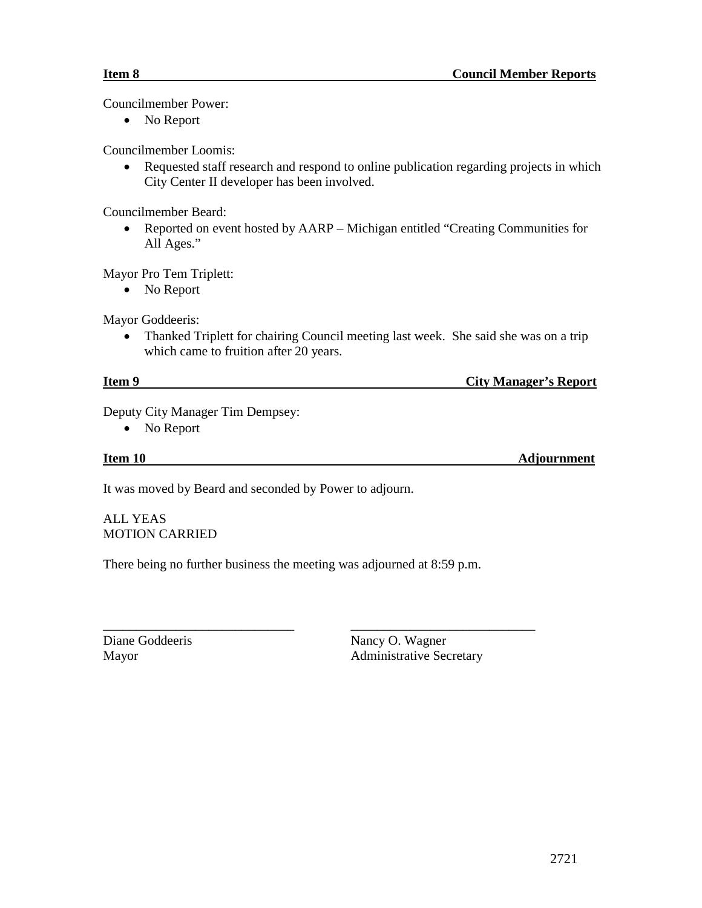**Item 8** **Council Member Reports**

Councilmember Power:

- No Report

Councilmember Loomis:

- Requested staff research and respond to online publication regarding projects in which City Center II developer has been involved.

Councilmember Beard:

- Reported on event hosted by AARP – Michigan entitled "Creating Communities for All Ages."

Mayor Pro Tem Triplett:

- No Report

Mayor Goddeeris:

- Thanked Triplett for chairing Council meeting last week. She said she was on a trip which came to fruition after 20 years.

**Item 9** **City Manager's Report**

Deputy City Manager Tim Dempsey:

- No Report

**Item 10** **Adjournment**

It was moved by Beard and seconded by Power to adjourn.

ALL YEAS
MOTION CARRIED

There being no further business the meeting was adjourned at 8:59 p.m.

_____________________________ _____________________________

Diane Goddeeris
Mayor

Nancy O. Wagner
Administrative Secretary